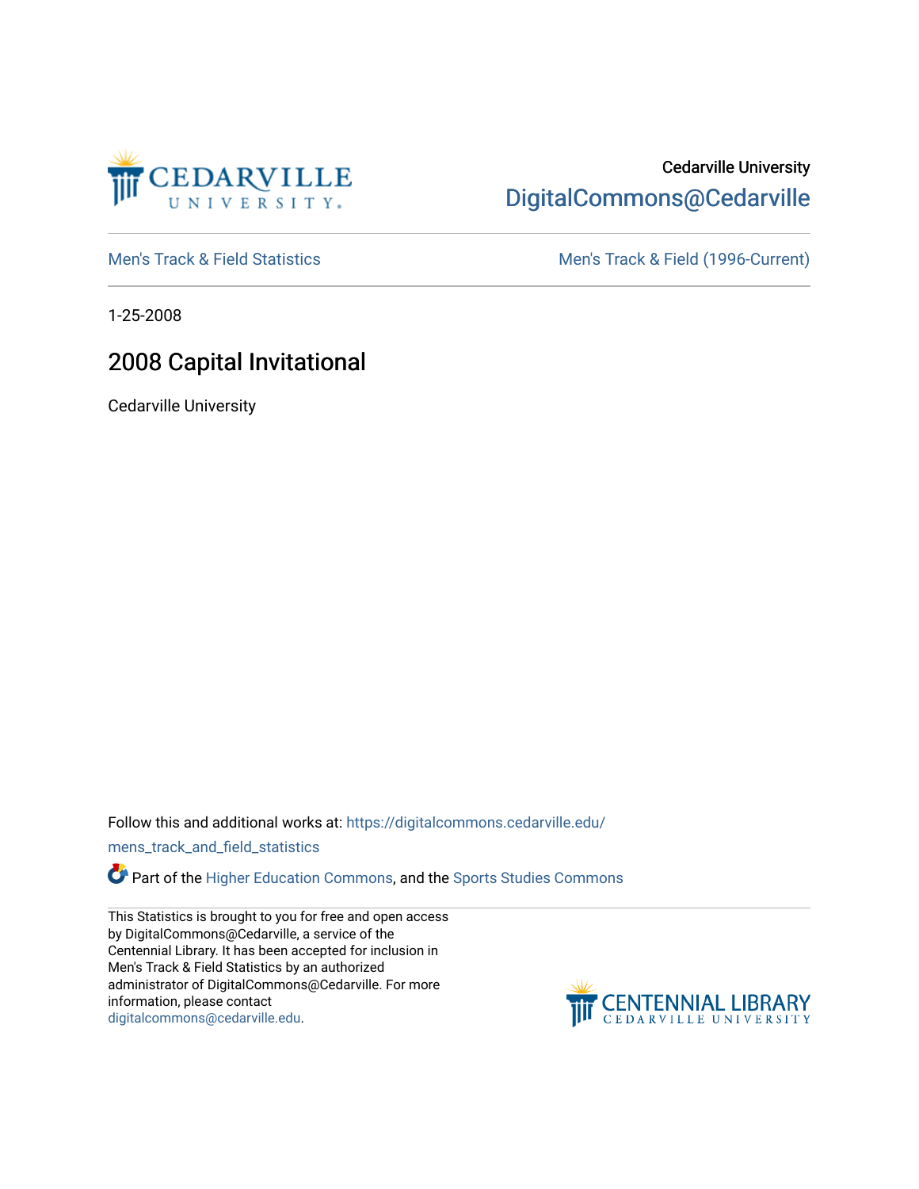Cedarville University
DigitalCommons@Cedarville

Men's Track & Field Statistics

Men's Track & Field (1996-Current)

1-25-2008

# 2008 Capital Invitational

Cedarville University

Follow this and additional works at: https://digitalcommons.cedarville.edu/mens_track_and_field_statistics

Part of the Higher Education Commons, and the Sports Studies Commons

This Statistics is brought to you for free and open access by DigitalCommons@Cedarville, a service of the Centennial Library. It has been accepted for inclusion in Men's Track & Field Statistics by an authorized administrator of DigitalCommons@Cedarville. For more information, please contact digitalcommons@cedarville.edu.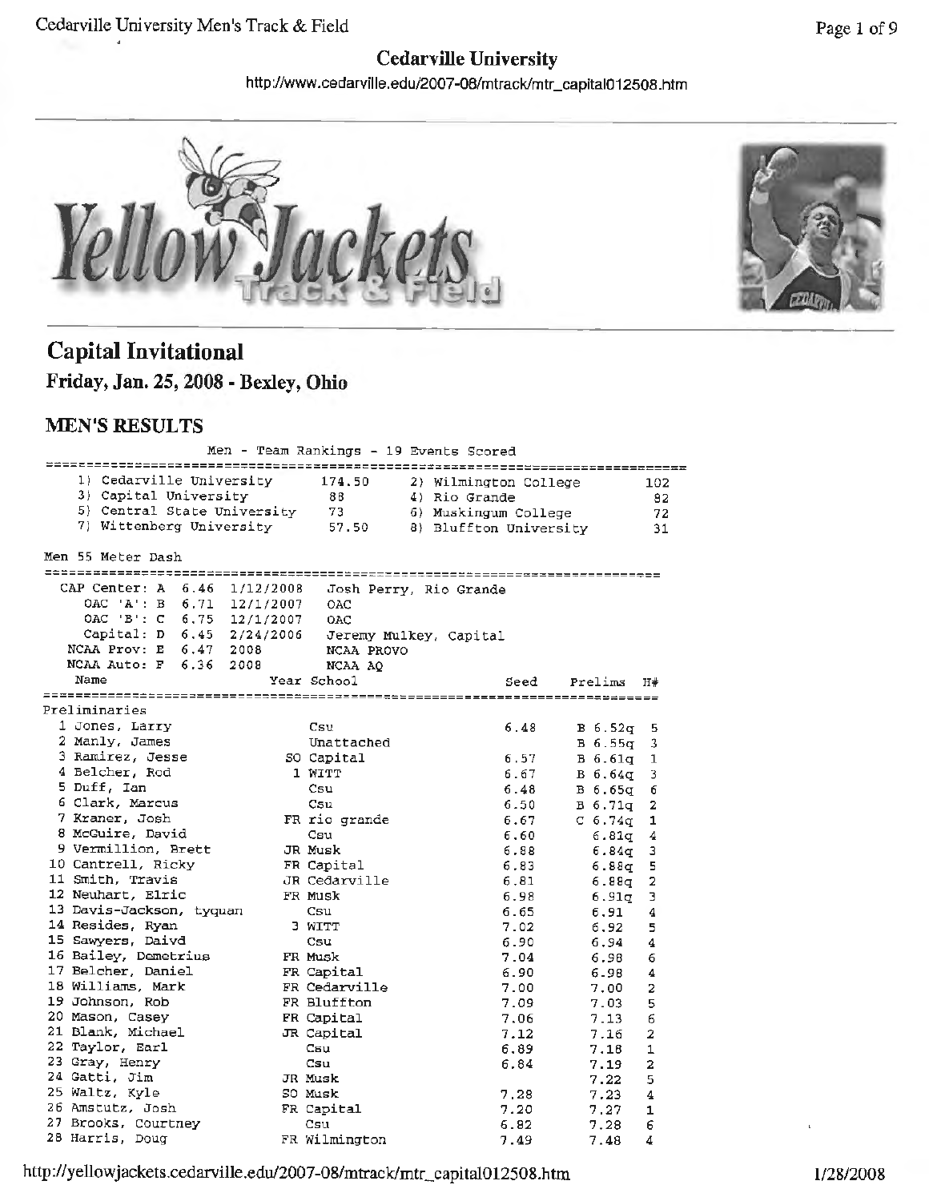## Cedarville University

http://www.cedarville.edu/2007-08/mtrack/mtr_capital012508.htm

# Capital Invitational

### Friday, Jan. 25, 2008 - Bexley, Ohio

## MEN'S RESULTS

**Men - Team Rankings - 19 Events Scored**

| Place | Team | Points | Place | Team | Points |
|---|---|---|---|---|---|
| 1) | Cedarville University | 174.50 | 2) | Wilmington College | 102 |
| 3) | Capital University | 88 | 4) | Rio Grande | 82 |
| 5) | Central State University | 73 | 6) | Muskingum College | 72 |
| 7) | Wittenberg University | 57.50 | 8) | Bluffton University | 31 |

**Men 55 Meter Dash**

| Standard | | Mark | Date | Holder |
|---|---|---|---|---|
| CAP Center: | A | 6.46 | 1/12/2008 | Josh Perry, Rio Grande |
| OAC 'A': | B | 6.71 | 12/1/2007 | OAC |
| OAC 'B': | C | 6.75 | 12/1/2007 | OAC |
| Capital: | D | 6.45 | 2/24/2006 | Jeremy Mulkey, Capital |
| NCAA Prov: | E | 6.47 | 2008 | NCAA PROVO |
| NCAA Auto: | F | 6.36 | 2008 | NCAA AQ |

Preliminaries

| Place | Name | Year | School | Seed | Prelims | H# |
|---|---|---|---|---|---|---|
| 1 | Jones, Larry | | Csu | 6.48 | B 6.52q | 5 |
| 2 | Manly, James | | Unattached | | B 6.55q | 3 |
| 3 | Ramirez, Jesse | SO | Capital | 6.57 | B 6.61q | 1 |
| 4 | Belcher, Rod | 1 | WITT | 6.67 | B 6.64q | 3 |
| 5 | Duff, Ian | | Csu | 6.48 | B 6.65q | 6 |
| 6 | Clark, Marcus | | Csu | 6.50 | B 6.71q | 2 |
| 7 | Kraner, Josh | FR | rio grande | 6.67 | C 6.74q | 1 |
| 8 | McGuire, David | | Csu | 6.60 | 6.81q | 4 |
| 9 | Vermillion, Brett | JR | Musk | 6.88 | 6.84q | 3 |
| 10 | Cantrell, Ricky | FR | Capital | 6.83 | 6.88q | 5 |
| 11 | Smith, Travis | JR | Cedarville | 6.81 | 6.88q | 2 |
| 12 | Neuhart, Elric | FR | Musk | 6.98 | 6.91q | 3 |
| 13 | Davis-Jackson, tyquan | | Csu | 6.65 | 6.91 | 4 |
| 14 | Resides, Ryan | 3 | WITT | 7.02 | 6.92 | 5 |
| 15 | Sawyers, Daivd | | Csu | 6.90 | 6.94 | 4 |
| 16 | Bailey, Demetrius | FR | Musk | 7.04 | 6.98 | 6 |
| 17 | Belcher, Daniel | FR | Capital | 6.90 | 6.98 | 4 |
| 18 | Williams, Mark | FR | Cedarville | 7.00 | 7.00 | 2 |
| 19 | Johnson, Rob | FR | Bluffton | 7.09 | 7.03 | 5 |
| 20 | Mason, Casey | FR | Capital | 7.06 | 7.13 | 6 |
| 21 | Blank, Michael | JR | Capital | 7.12 | 7.16 | 2 |
| 22 | Taylor, Earl | | Csu | 6.89 | 7.18 | 1 |
| 23 | Gray, Henry | | Csu | 6.84 | 7.19 | 2 |
| 24 | Gatti, Jim | JR | Musk | | 7.22 | 5 |
| 25 | Waltz, Kyle | SO | Musk | 7.28 | 7.23 | 4 |
| 26 | Amstutz, Josh | FR | Capital | 7.20 | 7.27 | 1 |
| 27 | Brooks, Courtney | | Csu | 6.82 | 7.28 | 6 |
| 28 | Harris, Doug | FR | Wilmington | 7.49 | 7.48 | 4 |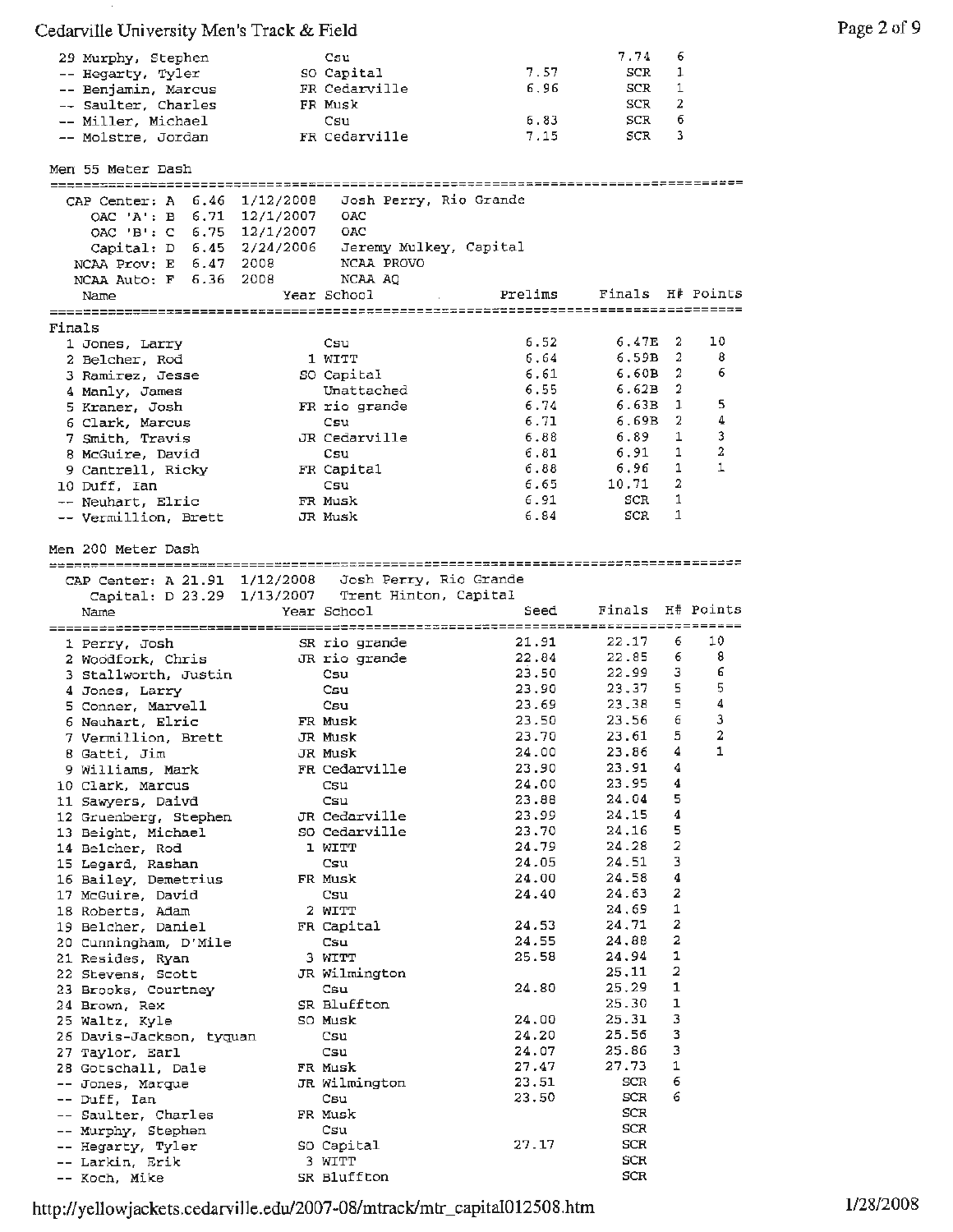| Place | Name | Year | School | Prelims | Finals | H# | Points |
|---|---|---|---|---|---|---|---|
| 29 | Murphy, Stephen | | Csu | | 7.74 | 6 | |
| -- | Hegarty, Tyler | SO | Capital | 7.57 | SCR | 1 | |
| -- | Benjamin, Marcus | FR | Cedarville | 6.96 | SCR | 1 | |
| -- | Saulter, Charles | FR | Musk | | SCR | 2 | |
| -- | Miller, Michael | | Csu | 6.83 | SCR | 6 | |
| -- | Molstre, Jordan | FR | Cedarville | 7.15 | SCR | 3 | |

## Men 55 Meter Dash

| Record | Mark | Date | Holder |
|---|---|---|---|
| CAP Center: A | 6.46 | 1/12/2008 | Josh Perry, Rio Grande |
| OAC 'A': B | 6.71 | 12/1/2007 | OAC |
| OAC 'B': C | 6.75 | 12/1/2007 | OAC |
| Capital: D | 6.45 | 2/24/2006 | Jeremy Mulkey, Capital |
| NCAA Prov: E | 6.47 | 2008 | NCAA PROVO |
| NCAA Auto: F | 6.36 | 2008 | NCAA AQ |

### Finals

| Place | Name | Year | School | Prelims | Finals | H# | Points |
|---|---|---|---|---|---|---|---|
| 1 | Jones, Larry | | Csu | 6.52 | 6.47E | 2 | 10 |
| 2 | Belcher, Rod | 1 | WITT | 6.64 | 6.59B | 2 | 8 |
| 3 | Ramirez, Jesse | SO | Capital | 6.61 | 6.60B | 2 | 6 |
| 4 | Manly, James | | Unattached | 6.55 | 6.62B | 2 | |
| 5 | Kraner, Josh | FR | rio grande | 6.74 | 6.63B | 1 | 5 |
| 6 | Clark, Marcus | | Csu | 6.71 | 6.69B | 2 | 4 |
| 7 | Smith, Travis | JR | Cedarville | 6.88 | 6.89 | 1 | 3 |
| 8 | McGuire, David | | Csu | 6.81 | 6.91 | 1 | 2 |
| 9 | Cantrell, Ricky | FR | Capital | 6.88 | 6.96 | 1 | 1 |
| 10 | Duff, Ian | | Csu | 6.65 | 10.71 | 2 | |
| -- | Neuhart, Elric | FR | Musk | 6.91 | SCR | 1 | |
| -- | Vermillion, Brett | JR | Musk | 6.84 | SCR | 1 | |

## Men 200 Meter Dash

| Record | Mark | Date | Holder |
|---|---|---|---|
| CAP Center: A | 21.91 | 1/12/2008 | Josh Perry, Rio Grande |
| Capital: D | 23.29 | 1/13/2007 | Trent Hinton, Capital |

| Place | Name | Year | School | Seed | Finals | H# | Points |
|---|---|---|---|---|---|---|---|
| 1 | Perry, Josh | SR | rio grande | 21.91 | 22.17 | 6 | 10 |
| 2 | Woodfork, Chris | JR | rio grande | 22.84 | 22.85 | 6 | 8 |
| 3 | Stallworth, Justin | | Csu | 23.50 | 22.99 | 3 | 6 |
| 4 | Jones, Larry | | Csu | 23.90 | 23.37 | 5 | 5 |
| 5 | Conner, Marvell | | Csu | 23.69 | 23.38 | 5 | 4 |
| 6 | Neuhart, Elric | FR | Musk | 23.50 | 23.56 | 6 | 3 |
| 7 | Vermillion, Brett | JR | Musk | 23.70 | 23.61 | 5 | 2 |
| 8 | Gatti, Jim | JR | Musk | 24.00 | 23.86 | 4 | 1 |
| 9 | Williams, Mark | FR | Cedarville | 23.90 | 23.91 | 4 | |
| 10 | Clark, Marcus | | Csu | 24.00 | 23.95 | 4 | |
| 11 | Sawyers, Daivd | | Csu | 23.88 | 24.04 | 5 | |
| 12 | Gruenberg, Stephen | JR | Cedarville | 23.99 | 24.15 | 4 | |
| 13 | Beight, Michael | SO | Cedarville | 23.70 | 24.16 | 5 | |
| 14 | Belcher, Rod | 1 | WITT | 24.79 | 24.28 | 2 | |
| 15 | Legard, Rashan | | Csu | 24.05 | 24.51 | 3 | |
| 16 | Bailey, Demetrius | FR | Musk | 24.00 | 24.58 | 4 | |
| 17 | McGuire, David | | Csu | 24.40 | 24.63 | 2 | |
| 18 | Roberts, Adam | 2 | WITT | | 24.69 | 1 | |
| 19 | Belcher, Daniel | FR | Capital | 24.53 | 24.71 | 2 | |
| 20 | Cunningham, D'Mile | | Csu | 24.55 | 24.88 | 2 | |
| 21 | Resides, Ryan | 3 | WITT | 25.58 | 24.94 | 1 | |
| 22 | Stevens, Scott | JR | Wilmington | | 25.11 | 2 | |
| 23 | Brooks, Courtney | | Csu | 24.80 | 25.29 | 1 | |
| 24 | Brown, Rex | SR | Bluffton | | 25.30 | 1 | |
| 25 | Waltz, Kyle | SO | Musk | 24.00 | 25.31 | 3 | |
| 26 | Davis-Jackson, tyquan | | Csu | 24.20 | 25.56 | 3 | |
| 27 | Taylor, Earl | | Csu | 24.07 | 25.86 | 3 | |
| 28 | Gotschall, Dale | FR | Musk | 27.47 | 27.73 | 1 | |
| -- | Jones, Marque | JR | Wilmington | 23.51 | SCR | 6 | |
| -- | Duff, Ian | | Csu | 23.50 | SCR | 6 | |
| -- | Saulter, Charles | FR | Musk | | SCR | | |
| -- | Murphy, Stephen | | Csu | | SCR | | |
| -- | Hegarty, Tyler | SO | Capital | 27.17 | SCR | | |
| -- | Larkin, Erik | 3 | WITT | | SCR | | |
| -- | Koch, Mike | SR | Bluffton | | SCR | | |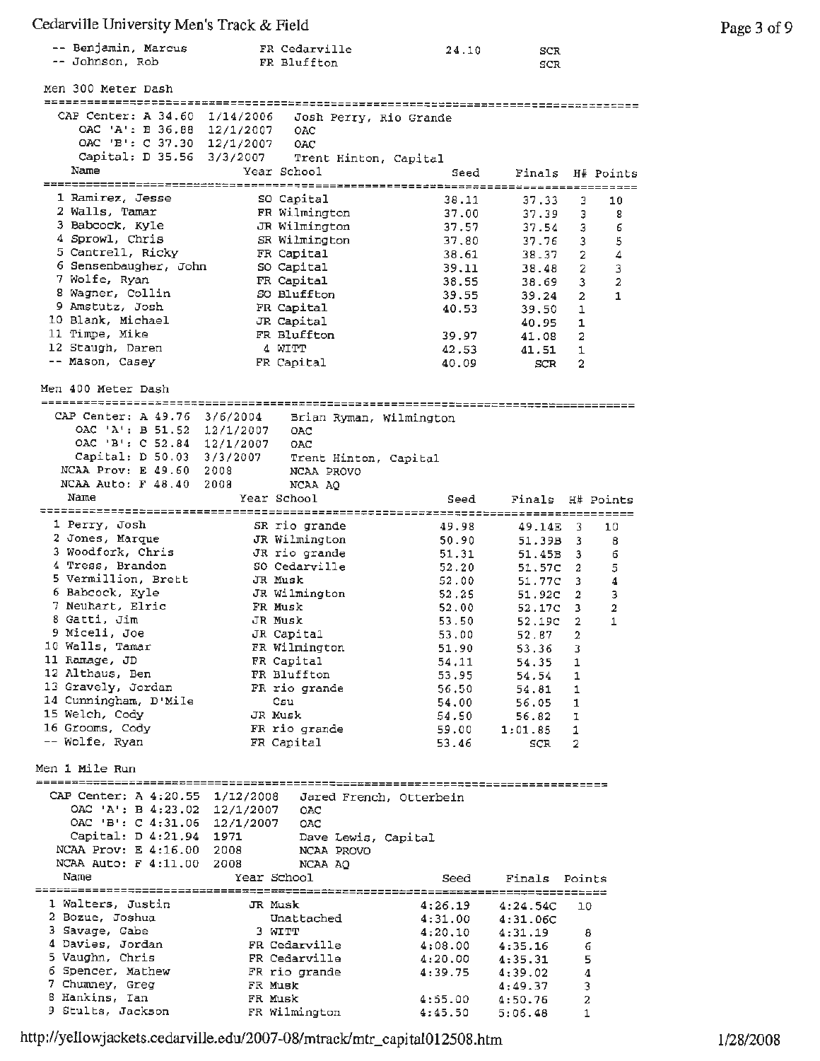| | Name | Year | School | Seed | Finals |
|---|---|---|---|---|---|
| -- | Benjamin, Marcus | FR | Cedarville | 24.10 | SCR |
| -- | Johnson, Rob | FR | Bluffton | | SCR |

## Men 300 Meter Dash

| Record | Mark | Date | Holder |
|---|---|---|---|
| CAP Center: A | 34.60 | 1/14/2006 | Josh Perry, Rio Grande |
| OAC 'A': B | 36.88 | 12/1/2007 | OAC |
| OAC 'B': C | 37.30 | 12/1/2007 | OAC |
| Capital: D | 35.56 | 3/3/2007 | Trent Hinton, Capital |

| | Name | Year | School | Seed | Finals | H# | Points |
|---|---|---|---|---|---|---|---|
| 1 | Ramirez, Jesse | SO | Capital | 38.11 | 37.33 | 3 | 10 |
| 2 | Walls, Tamar | FR | Wilmington | 37.00 | 37.39 | 3 | 8 |
| 3 | Babcock, Kyle | JR | Wilmington | 37.57 | 37.54 | 3 | 6 |
| 4 | Sprowl, Chris | SR | Wilmington | 37.80 | 37.76 | 3 | 5 |
| 5 | Cantrell, Ricky | FR | Capital | 38.61 | 38.37 | 2 | 4 |
| 6 | Sensenbaugher, John | SO | Capital | 39.11 | 38.48 | 2 | 3 |
| 7 | Wolfe, Ryan | FR | Capital | 38.55 | 38.69 | 3 | 2 |
| 8 | Wagner, Collin | SO | Bluffton | 39.55 | 39.24 | 2 | 1 |
| 9 | Amstutz, Josh | FR | Capital | 40.53 | 39.50 | 1 | |
| 10 | Blank, Michael | JR | Capital | | 40.95 | 1 | |
| 11 | Timpe, Mike | FR | Bluffton | 39.97 | 41.08 | 2 | |
| 12 | Staugh, Daren | 4 | WITT | 42.53 | 41.51 | 1 | |
| -- | Mason, Casey | FR | Capital | 40.09 | SCR | 2 | |

## Men 400 Meter Dash

| Record | Mark | Date | Holder |
|---|---|---|---|
| CAP Center: A | 49.76 | 3/6/2004 | Brian Ryman, Wilmington |
| OAC 'A': B | 51.52 | 12/1/2007 | OAC |
| OAC 'B': C | 52.84 | 12/1/2007 | OAC |
| Capital: D | 50.03 | 3/3/2007 | Trent Hinton, Capital |
| NCAA Prov: E | 49.60 | 2008 | NCAA PROVO |
| NCAA Auto: F | 48.40 | 2008 | NCAA AQ |

| | Name | Year | School | Seed | Finals | H# | Points |
|---|---|---|---|---|---|---|---|
| 1 | Perry, Josh | SR | rio grande | 49.98 | 49.14E | 3 | 10 |
| 2 | Jones, Marque | JR | Wilmington | 50.90 | 51.39B | 3 | 8 |
| 3 | Woodfork, Chris | JR | rio grande | 51.31 | 51.45B | 3 | 6 |
| 4 | Tress, Brandon | SO | Cedarville | 52.20 | 51.57C | 2 | 5 |
| 5 | Vermillion, Brett | JR | Musk | 52.00 | 51.77C | 3 | 4 |
| 6 | Babcock, Kyle | JR | Wilmington | 52.25 | 51.92C | 2 | 3 |
| 7 | Neuhart, Elric | FR | Musk | 52.00 | 52.17C | 3 | 2 |
| 8 | Gatti, Jim | JR | Musk | 53.50 | 52.19C | 2 | 1 |
| 9 | Miceli, Joe | JR | Capital | 53.00 | 52.87 | 2 | |
| 10 | Walls, Tamar | FR | Wilmington | 51.90 | 53.36 | 3 | |
| 11 | Ramage, JD | FR | Capital | 54.11 | 54.35 | 1 | |
| 12 | Althaus, Ben | FR | Bluffton | 53.95 | 54.54 | 1 | |
| 13 | Gravely, Jordan | FR | rio grande | 56.50 | 54.81 | 1 | |
| 14 | Cunningham, D'Mile | | Csu | 54.00 | 56.05 | 1 | |
| 15 | Welch, Cody | JR | Musk | 54.50 | 56.82 | 1 | |
| 16 | Grooms, Cody | FR | rio grande | 59.00 | 1:01.85 | 1 | |
| -- | Wolfe, Ryan | FR | Capital | 53.46 | SCR | 2 | |

## Men 1 Mile Run

| Record | Mark | Date | Holder |
|---|---|---|---|
| CAP Center: A | 4:20.55 | 1/12/2008 | Jared French, Otterbein |
| OAC 'A': B | 4:23.02 | 12/1/2007 | OAC |
| OAC 'B': C | 4:31.06 | 12/1/2007 | OAC |
| Capital: D | 4:21.94 | 1971 | Dave Lewis, Capital |
| NCAA Prov: E | 4:16.00 | 2008 | NCAA PROVO |
| NCAA Auto: F | 4:11.00 | 2008 | NCAA AQ |

| | Name | Year | School | Seed | Finals | Points |
|---|---|---|---|---|---|---|
| 1 | Walters, Justin | JR | Musk | 4:26.19 | 4:24.54C | 10 |
| 2 | Bozue, Joshua | | Unattached | 4:31.00 | 4:31.06C | |
| 3 | Savage, Gabe | 3 | WITT | 4:20.10 | 4:31.19 | 8 |
| 4 | Davies, Jordan | FR | Cedarville | 4:08.00 | 4:35.16 | 6 |
| 5 | Vaughn, Chris | FR | Cedarville | 4:20.00 | 4:35.31 | 5 |
| 6 | Spencer, Mathew | FR | rio grande | 4:39.75 | 4:39.02 | 4 |
| 7 | Chumney, Greg | FR | Musk | | 4:49.37 | 3 |
| 8 | Hankins, Ian | FR | Musk | 4:55.00 | 4:50.76 | 2 |
| 9 | Stults, Jackson | FR | Wilmington | 4:45.50 | 5:06.48 | 1 |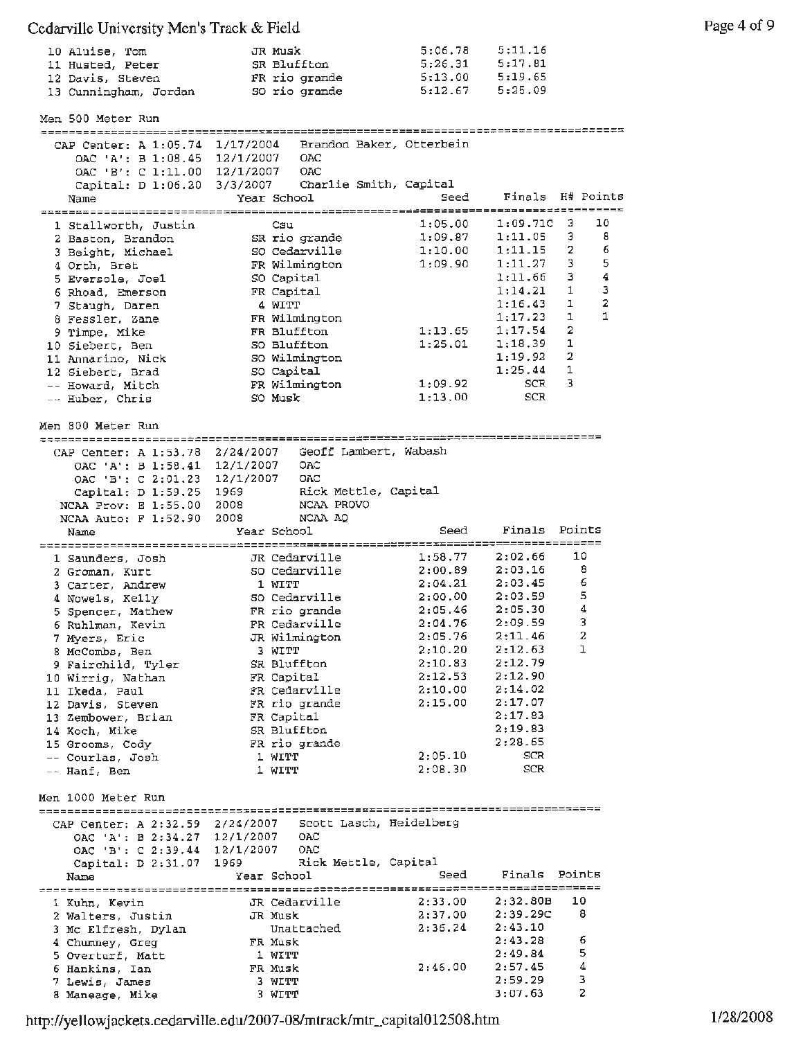| | Name | Year | School | Seed | Finals |
|---|---|---|---|---|---|
| 10 | Aluise, Tom | JR | Musk | 5:06.78 | 5:11.16 |
| 11 | Husted, Peter | SR | Bluffton | 5:26.31 | 5:17.81 |
| 12 | Davis, Steven | FR | rio grande | 5:13.00 | 5:19.65 |
| 13 | Cunningham, Jordan | SO | rio grande | 5:12.67 | 5:25.09 |

## Men 500 Meter Run

CAP Center: A 1:05.74 1/17/2004 Brandon Baker, Otterbein
OAC 'A': B 1:08.45 12/1/2007 OAC
OAC 'B': C 1:11.00 12/1/2007 OAC
Capital: D 1:06.20 3/3/2007 Charlie Smith, Capital

| | Name | Year | School | Seed | Finals | H# | Points |
|---|---|---|---|---|---|---|---|
| 1 | Stallworth, Justin | | Csu | 1:05.00 | 1:09.71C | 3 | 10 |
| 2 | Baston, Brandon | SR | rio grande | 1:09.87 | 1:11.05 | 3 | 8 |
| 3 | Beight, Michael | SO | Cedarville | 1:10.00 | 1:11.15 | 2 | 6 |
| 4 | Orth, Bret | FR | Wilmington | 1:09.90 | 1:11.27 | 3 | 5 |
| 5 | Eversole, Joel | SO | Capital | | 1:11.66 | 3 | 4 |
| 6 | Rhoad, Emerson | FR | Capital | | 1:14.21 | 1 | 3 |
| 7 | Staugh, Daren | 4 | WITT | | 1:16.43 | 1 | 2 |
| 8 | Fessler, Zane | FR | Wilmington | | 1:17.23 | 1 | 1 |
| 9 | Timpe, Mike | FR | Bluffton | 1:13.65 | 1:17.54 | 2 | |
| 10 | Siebert, Ben | SO | Bluffton | 1:25.01 | 1:18.39 | 1 | |
| 11 | Annarino, Nick | SO | Wilmington | | 1:19.92 | 2 | |
| 12 | Siebert, Brad | SO | Capital | | 1:25.44 | 1 | |
| -- | Howard, Mitch | FR | Wilmington | 1:09.92 | SCR | 3 | |
| -- | Huber, Chris | SO | Musk | 1:13.00 | SCR | | |

## Men 800 Meter Run

CAP Center: A 1:53.78 2/24/2007 Geoff Lambert, Wabash
OAC 'A': B 1:58.41 12/1/2007 OAC
OAC 'B': C 2:01.23 12/1/2007 OAC
Capital: D 1:59.25 1969 Rick Mettle, Capital
NCAA Prov: E 1:55.00 2008 NCAA PROVO
NCAA Auto: F 1:52.90 2008 NCAA AQ

| | Name | Year | School | Seed | Finals | Points |
|---|---|---|---|---|---|---|
| 1 | Saunders, Josh | JR | Cedarville | 1:58.77 | 2:02.66 | 10 |
| 2 | Groman, Kurt | SO | Cedarville | 2:00.89 | 2:03.16 | 8 |
| 3 | Carter, Andrew | 1 | WITT | 2:04.21 | 2:03.45 | 6 |
| 4 | Nowels, Kelly | SO | Cedarville | 2:00.00 | 2:03.59 | 5 |
| 5 | Spencer, Mathew | FR | rio grande | 2:05.46 | 2:05.30 | 4 |
| 6 | Ruhlman, Kevin | FR | Cedarville | 2:04.76 | 2:09.59 | 3 |
| 7 | Myers, Eric | JR | Wilmington | 2:05.76 | 2:11.46 | 2 |
| 8 | McCombs, Ben | 3 | WITT | 2:10.20 | 2:12.63 | 1 |
| 9 | Fairchild, Tyler | SR | Bluffton | 2:10.83 | 2:12.79 | |
| 10 | Wirrig, Nathan | FR | Capital | 2:12.53 | 2:12.90 | |
| 11 | Ikeda, Paul | FR | Cedarville | 2:10.00 | 2:14.02 | |
| 12 | Davis, Steven | FR | rio grande | 2:15.00 | 2:17.07 | |
| 13 | Zembower, Brian | FR | Capital | | 2:17.83 | |
| 14 | Koch, Mike | SR | Bluffton | | 2:19.83 | |
| 15 | Grooms, Cody | FR | rio grande | | 2:28.65 | |
| -- | Courlas, Josh | 1 | WITT | 2:05.10 | SCR | |
| -- | Hanf, Ben | 1 | WITT | 2:08.30 | SCR | |

## Men 1000 Meter Run

CAP Center: A 2:32.59 2/24/2007 Scott Lasch, Heidelberg
OAC 'A': B 2:34.27 12/1/2007 OAC
OAC 'B': C 2:39.44 12/1/2007 OAC
Capital: D 2:31.07 1969 Rick Mettle, Capital

| | Name | Year | School | Seed | Finals | Points |
|---|---|---|---|---|---|---|
| 1 | Kuhn, Kevin | JR | Cedarville | 2:33.00 | 2:32.80B | 10 |
| 2 | Walters, Justin | JR | Musk | 2:37.00 | 2:39.29C | 8 |
| 3 | Mc Elfresh, Dylan | | Unattached | 2:36.24 | 2:43.10 | |
| 4 | Chumney, Greg | FR | Musk | | 2:43.28 | 6 |
| 5 | Overturf, Matt | 1 | WITT | | 2:49.84 | 5 |
| 6 | Hankins, Ian | FR | Musk | 2:46.00 | 2:57.45 | 4 |
| 7 | Lewis, James | 3 | WITT | | 2:59.29 | 3 |
| 8 | Maneage, Mike | 3 | WITT | | 3:07.63 | 2 |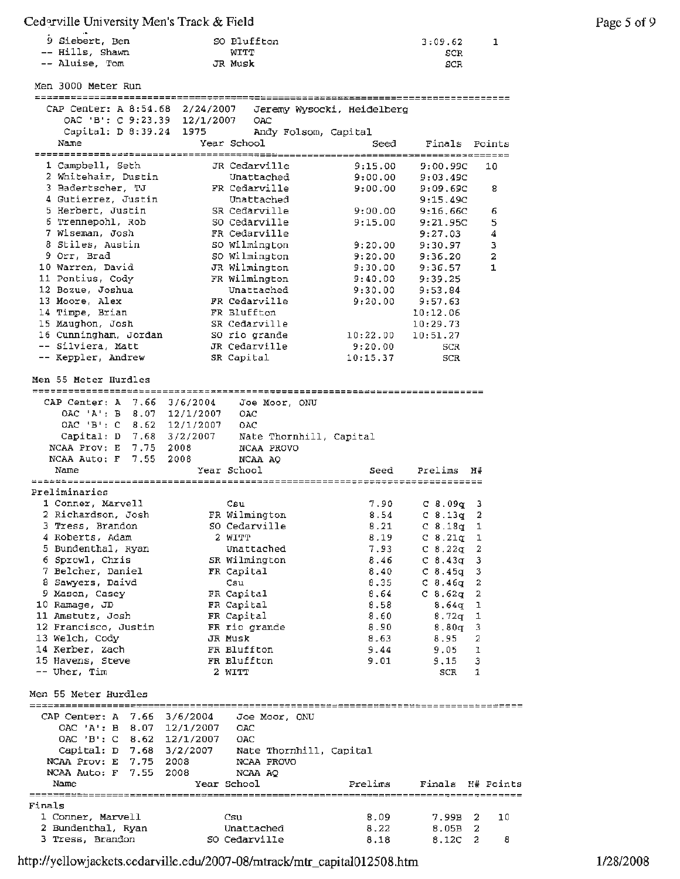| Place | Name | Year | School | Seed | Finals | Points |
|---|---|---|---|---|---|---|
| 9 | Siebert, Ben | SO | Bluffton | | 3:09.62 | 1 |
| -- | Hills, Shawn | | WITT | | SCR | |
| -- | Aluise, Tom | JR | Musk | | SCR | |

## Men 3000 Meter Run

CAP Center: A 8:54.68 2/24/2007 Jeremy Wysocki, Heidelberg
OAC 'B': C 9:23.39 12/1/2007 OAC
Capital: D 8:39.24 1975 Andy Folsom, Capital

| Place | Name | Year | School | Seed | Finals | Points |
|---|---|---|---|---|---|---|
| 1 | Campbell, Seth | JR | Cedarville | 9:15.00 | 9:00.99C | 10 |
| 2 | Whitehair, Dustin | | Unattached | 9:00.00 | 9:03.49C | |
| 3 | Badertscher, TJ | FR | Cedarville | 9:00.00 | 9:09.69C | 8 |
| 4 | Gutierrez, Justin | | Unattached | | 9:15.49C | |
| 5 | Herbert, Justin | SR | Cedarville | 9:00.00 | 9:16.66C | 6 |
| 6 | Trennepohl, Rob | SO | Cedarville | 9:15.00 | 9:21.95C | 5 |
| 7 | Wiseman, Josh | FR | Cedarville | | 9:27.03 | 4 |
| 8 | Stiles, Austin | SO | Wilmington | 9:20.00 | 9:30.97 | 3 |
| 9 | Orr, Brad | SO | Wilmington | 9:20.00 | 9:36.20 | 2 |
| 10 | Warren, David | JR | Wilmington | 9:30.00 | 9:36.57 | 1 |
| 11 | Pontius, Cody | FR | Wilmington | 9:40.00 | 9:39.25 | |
| 12 | Bozue, Joshua | | Unattached | 9:30.00 | 9:53.84 | |
| 13 | Moore, Alex | FR | Cedarville | 9:20.00 | 9:57.63 | |
| 14 | Timpe, Brian | FR | Bluffton | | 10:12.06 | |
| 15 | Maughon, Josh | SR | Cedarville | | 10:29.73 | |
| 16 | Cunningham, Jordan | SO | rio grande | 10:22.00 | 10:51.27 | |
| -- | Silviera, Matt | JR | Cedarville | 9:20.00 | SCR | |
| -- | Keppler, Andrew | SR | Capital | 10:15.37 | SCR | |

## Men 55 Meter Hurdles

CAP Center: A 7.66 3/6/2004 Joe Moor, ONU
OAC 'A': B 8.07 12/1/2007 OAC
OAC 'B': C 8.62 12/1/2007 OAC
Capital: D 7.68 3/2/2007 Nate Thornhill, Capital
NCAA Prov: E 7.75 2008 NCAA PROVO
NCAA Auto: F 7.55 2008 NCAA AQ

### Preliminaries

| Place | Name | Year | School | Seed | Prelims | H# |
|---|---|---|---|---|---|---|
| 1 | Conner, Marvell | | Csu | 7.90 | C 8.09q | 3 |
| 2 | Richardson, Josh | FR | Wilmington | 8.54 | C 8.13q | 2 |
| 3 | Tress, Brandon | SO | Cedarville | 8.21 | C 8.18q | 1 |
| 4 | Roberts, Adam | 2 | WITT | 8.19 | C 8.21q | 1 |
| 5 | Bundenthal, Ryan | | Unattached | 7.93 | C 8.22q | 2 |
| 6 | Sprowl, Chris | SR | Wilmington | 8.46 | C 8.43q | 3 |
| 7 | Belcher, Daniel | FR | Capital | 8.40 | C 8.45q | 3 |
| 8 | Sawyers, Daivd | | Csu | 8.35 | C 8.46q | 2 |
| 9 | Mason, Casey | FR | Capital | 8.64 | C 8.62q | 2 |
| 10 | Ramage, JD | FR | Capital | 8.58 | 8.64q | 1 |
| 11 | Amstutz, Josh | FR | Capital | 8.60 | 8.72q | 1 |
| 12 | Francisco, Justin | FR | rio grande | 8.90 | 8.80q | 3 |
| 13 | Welch, Cody | JR | Musk | 8.63 | 8.95 | 2 |
| 14 | Kerber, Zach | FR | Bluffton | 9.44 | 9.05 | 1 |
| 15 | Havens, Steve | FR | Bluffton | 9.01 | 9.15 | 3 |
| -- | Uher, Tim | 2 | WITT | | SCR | 1 |

## Men 55 Meter Hurdles

CAP Center: A 7.66 3/6/2004 Joe Moor, ONU
OAC 'A': B 8.07 12/1/2007 OAC
OAC 'B': C 8.62 12/1/2007 OAC
Capital: D 7.68 3/2/2007 Nate Thornhill, Capital
NCAA Prov: E 7.75 2008 NCAA PROVO
NCAA Auto: F 7.55 2008 NCAA AQ

### Finals

| Place | Name | Year | School | Prelims | Finals | H# | Points |
|---|---|---|---|---|---|---|---|
| 1 | Conner, Marvell | | Csu | 8.09 | 7.99B | 2 | 10 |
| 2 | Bundenthal, Ryan | | Unattached | 8.22 | 8.05B | 2 | |
| 3 | Tress, Brandon | SO | Cedarville | 8.18 | 8.12C | 2 | 8 |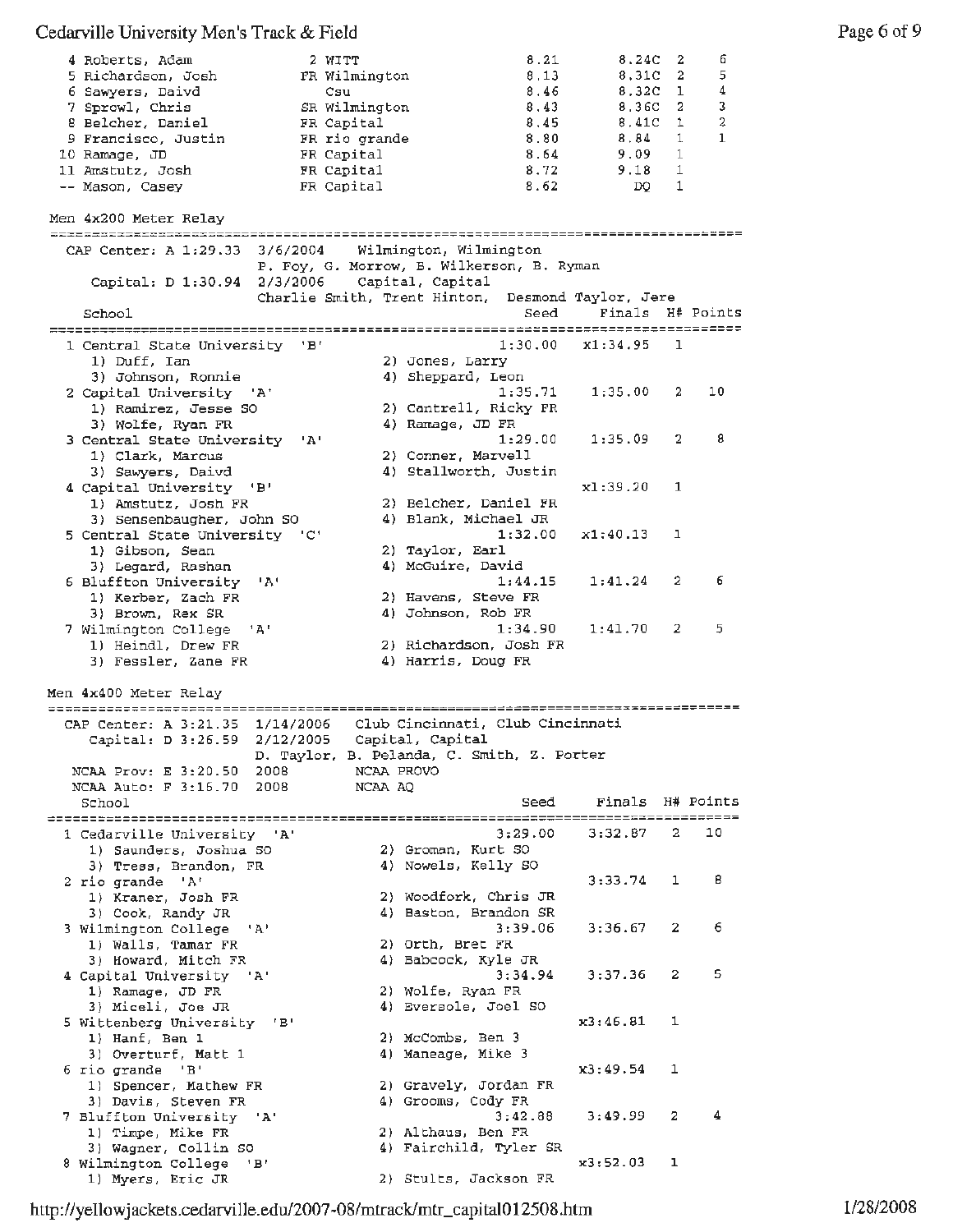| Place | Name | Year | School | Seed | Finals | H# | Points |
|---|---|---|---|---|---|---|---|
| 4 | Roberts, Adam | 2 | WITT | 8.21 | 8.24C | 2 | 6 |
| 5 | Richardson, Josh | FR | Wilmington | 8.13 | 8.31C | 2 | 5 |
| 6 | Sawyers, Daivd | | Csu | 8.46 | 8.32C | 1 | 4 |
| 7 | Sprowl, Chris | SR | Wilmington | 8.43 | 8.36C | 2 | 3 |
| 8 | Belcher, Daniel | FR | Capital | 8.45 | 8.41C | 1 | 2 |
| 9 | Francisco, Justin | FR | rio grande | 8.80 | 8.84 | 1 | 1 |
| 10 | Ramage, JD | FR | Capital | 8.64 | 9.09 | 1 | |
| 11 | Amstutz, Josh | FR | Capital | 8.72 | 9.18 | 1 | |
| -- | Mason, Casey | FR | Capital | 8.62 | DQ | 1 | |

## Men 4x200 Meter Relay

CAP Center: A 1:29.33 3/6/2004 Wilmington, Wilmington
P. Foy, G. Morrow, B. Wilkerson, B. Ryman

Capital: D 1:30.94 2/3/2006 Capital, Capital
Charlie Smith, Trent Hinton, Desmond Taylor, Jere

| Place | School | Seed | Finals | H# | Points |
|---|---|---|---|---|---|
| 1 | Central State University 'B' | 1:30.00 | x1:34.95 | 1 | |
| | 1) Duff, Ian; 2) Jones, Larry; 3) Johnson, Ronnie; 4) Sheppard, Leon | | | | |
| 2 | Capital University 'A' | 1:35.71 | 1:35.00 | 2 | 10 |
| | 1) Ramirez, Jesse SO; 2) Cantrell, Ricky FR; 3) Wolfe, Ryan FR; 4) Ramage, JD FR | | | | |
| 3 | Central State University 'A' | 1:29.00 | 1:35.09 | 2 | 8 |
| | 1) Clark, Marcus; 2) Conner, Marvell; 3) Sawyers, Daivd; 4) Stallworth, Justin | | | | |
| 4 | Capital University 'B' | | x1:39.20 | 1 | |
| | 1) Amstutz, Josh FR; 2) Belcher, Daniel FR; 3) Sensenbaugher, John SO; 4) Blank, Michael JR | | | | |
| 5 | Central State University 'C' | 1:32.00 | x1:40.13 | 1 | |
| | 1) Gibson, Sean; 2) Taylor, Earl; 3) Legard, Rashan; 4) McGuire, David | | | | |
| 6 | Bluffton University 'A' | 1:44.15 | 1:41.24 | 2 | 6 |
| | 1) Kerber, Zach FR; 2) Havens, Steve FR; 3) Brown, Rex SR; 4) Johnson, Rob FR | | | | |
| 7 | Wilmington College 'A' | 1:34.90 | 1:41.70 | 2 | 5 |
| | 1) Heindl, Drew FR; 2) Richardson, Josh FR; 3) Fessler, Zane FR; 4) Harris, Doug FR | | | | |

## Men 4x400 Meter Relay

CAP Center: A 3:21.35 1/14/2006 Club Cincinnati, Club Cincinnati

Capital: D 3:26.59 2/12/2005 Capital, Capital
D. Taylor, B. Pelanda, C. Smith, Z. Porter

NCAA Prov: E 3:20.50 2008 NCAA PROVO

NCAA Auto: F 3:16.70 2008 NCAA AQ

| Place | School | Seed | Finals | H# | Points |
|---|---|---|---|---|---|
| 1 | Cedarville University 'A' | 3:29.00 | 3:32.87 | 2 | 10 |
| | 1) Saunders, Joshua SO; 2) Groman, Kurt SO; 3) Tress, Brandon, FR; 4) Nowels, Kelly SO | | | | |
| 2 | rio grande 'A' | | 3:33.74 | 1 | 8 |
| | 1) Kraner, Josh FR; 2) Woodfork, Chris JR; 3) Cook, Randy JR; 4) Baston, Brandon SR | | | | |
| 3 | Wilmington College 'A' | 3:39.06 | 3:36.67 | 2 | 6 |
| | 1) Walls, Tamar FR; 2) Orth, Bret FR; 3) Howard, Mitch FR; 4) Babcock, Kyle JR | | | | |
| 4 | Capital University 'A' | 3:34.94 | 3:37.36 | 2 | 5 |
| | 1) Ramage, JD FR; 2) Wolfe, Ryan FR; 3) Miceli, Joe JR; 4) Eversole, Joel SO | | | | |
| 5 | Wittenberg University 'B' | | x3:46.81 | 1 | |
| | 1) Hanf, Ben 1; 2) McCombs, Ben 3; 3) Overturf, Matt 1; 4) Maneage, Mike 3 | | | | |
| 6 | rio grande 'B' | | x3:49.54 | 1 | |
| | 1) Spencer, Mathew FR; 2) Gravely, Jordan FR; 3) Davis, Steven FR; 4) Grooms, Cody FR | | | | |
| 7 | Bluffton University 'A' | 3:42.88 | 3:49.99 | 2 | 4 |
| | 1) Timpe, Mike FR; 2) Althaus, Ben FR; 3) Wagner, Collin SO; 4) Fairchild, Tyler SR | | | | |
| 8 | Wilmington College 'B' | | x3:52.03 | 1 | |
| | 1) Myers, Eric JR; 2) Stults, Jackson FR | | | | |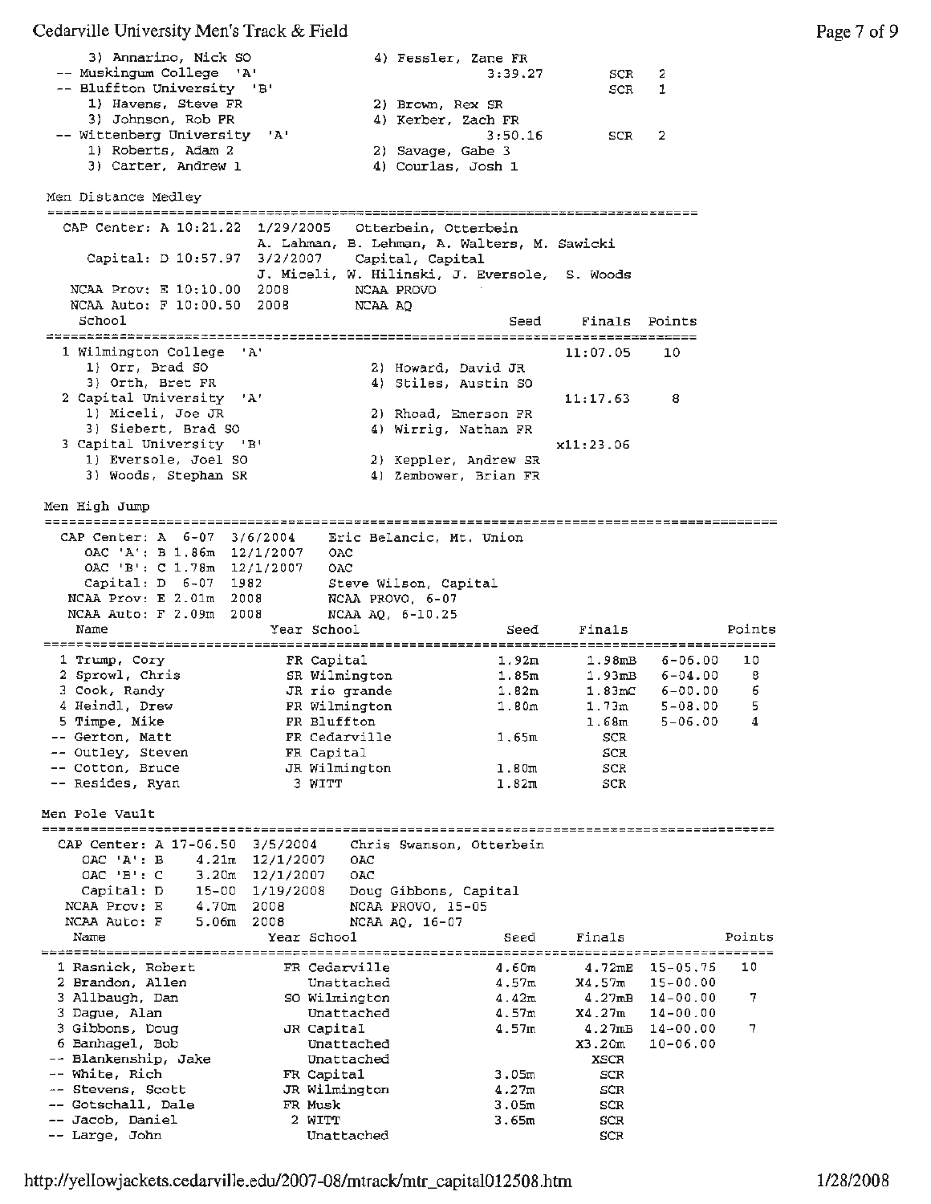3) Annarino, Nick SO　　　4) Fessler, Zane FR

| | | | | |
|---|---|---|---|---|
| -- Muskingum College 'A' | | 3:39.27 | SCR | 2 |
| -- Bluffton University 'B' | | | SCR | 1 |
| 1) Havens, Steve FR | 2) Brown, Rex SR | | | |
| 3) Johnson, Rob FR | 4) Kerber, Zach FR | | | |
| -- Wittenberg University 'A' | | 3:50.16 | SCR | 2 |
| 1) Roberts, Adam 2 | 2) Savage, Gabe 3 | | | |
| 3) Carter, Andrew 1 | 4) Courlas, Josh 1 | | | |

## Men Distance Medley

CAP Center: A 10:21.22 1/29/2005 Otterbein, Otterbein
A. Lahman, B. Lehman, A. Walters, M. Sawicki
Capital: D 10:57.97 3/2/2007 Capital, Capital
J. Miceli, W. Hilinski, J. Eversole, S. Woods
NCAA Prov: E 10:10.00 2008 NCAA PROVO
NCAA Auto: F 10:00.50 2008 NCAA AQ

| School | | Seed | Finals | Points |
|---|---|---|---|---|
| 1 Wilmington College 'A' | | | 11:07.05 | 10 |
| 1) Orr, Brad SO | 2) Howard, David JR | | | |
| 3) Orth, Bret FR | 4) Stiles, Austin SO | | | |
| 2 Capital University 'A' | | | 11:17.63 | 8 |
| 1) Miceli, Joe JR | 2) Rhoad, Emerson FR | | | |
| 3) Siebert, Brad SO | 4) Wirrig, Nathan FR | | | |
| 3 Capital University 'B' | | | x11:23.06 | |
| 1) Eversole, Joel SO | 2) Keppler, Andrew SR | | | |
| 3) Woods, Stephan SR | 4) Zembower, Brian FR | | | |

## Men High Jump

CAP Center: A 6-07 3/6/2004 Eric Belancic, Mt. Union
OAC 'A': B 1.86m 12/1/2007 OAC
OAC 'B': C 1.78m 12/1/2007 OAC
Capital: D 6-07 1982 Steve Wilson, Capital
NCAA Prov: E 2.01m 2008 NCAA PROVO, 6-07
NCAA Auto: F 2.09m 2008 NCAA AQ, 6-10.25

| Name | Year | School | Seed | Finals | | Points |
|---|---|---|---|---|---|---|
| 1 Trump, Cory | FR | Capital | 1.92m | 1.98mB | 6-06.00 | 10 |
| 2 Sprowl, Chris | SR | Wilmington | 1.85m | 1.93mB | 6-04.00 | 8 |
| 3 Cook, Randy | JR | rio grande | 1.82m | 1.83mC | 6-00.00 | 6 |
| 4 Heindl, Drew | FR | Wilmington | 1.80m | 1.73m | 5-08.00 | 5 |
| 5 Timpe, Mike | FR | Bluffton | | 1.68m | 5-06.00 | 4 |
| -- Gerton, Matt | FR | Cedarville | 1.65m | SCR | | |
| -- Outley, Steven | FR | Capital | | SCR | | |
| -- Cotton, Bruce | JR | Wilmington | 1.80m | SCR | | |
| -- Resides, Ryan | 3 | WITT | 1.82m | SCR | | |

## Men Pole Vault

CAP Center: A 17-06.50 3/5/2004 Chris Swanson, Otterbein
OAC 'A': B 4.21m 12/1/2007 OAC
OAC 'B': C 3.20m 12/1/2007 OAC
Capital: D 15-00 1/19/2008 Doug Gibbons, Capital
NCAA Prov: E 4.70m 2008 NCAA PROVO, 15-05
NCAA Auto: F 5.06m 2008 NCAA AQ, 16-07

| Name | Year | School | Seed | Finals | | Points |
|---|---|---|---|---|---|---|
| 1 Rasnick, Robert | FR | Cedarville | 4.60m | 4.72mE | 15-05.75 | 10 |
| 2 Brandon, Allen | | Unattached | 4.57m | X4.57m | 15-00.00 | |
| 3 Allbaugh, Dan | SO | Wilmington | 4.42m | 4.27mB | 14-00.00 | 7 |
| 3 Dague, Alan | | Unattached | 4.57m | X4.27m | 14-00.00 | |
| 3 Gibbons, Doug | JR | Capital | 4.57m | 4.27mB | 14-00.00 | 7 |
| 6 Banhagel, Bob | | Unattached | | X3.20m | 10-06.00 | |
| -- Blankenship, Jake | | Unattached | | XSCR | | |
| -- White, Rich | FR | Capital | 3.05m | SCR | | |
| -- Stevens, Scott | JR | Wilmington | 4.27m | SCR | | |
| -- Gotschall, Dale | FR | Musk | 3.05m | SCR | | |
| -- Jacob, Daniel | 2 | WITT | 3.65m | SCR | | |
| -- Large, John | | Unattached | | SCR | | |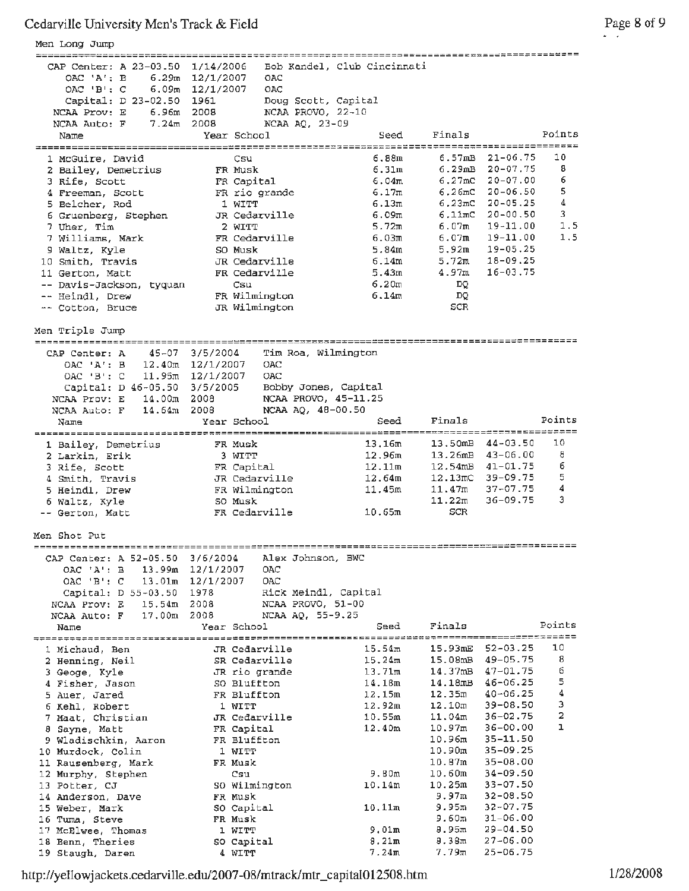## Men Long Jump

| Record | Mark | Date | Holder |
|---|---|---|---|
| CAP Center: A | 23-03.50 | 1/14/2006 | Bob Kandel, Club Cincinnati |
| OAC 'A': B | 6.29m | 12/1/2007 | OAC |
| OAC 'B': C | 6.09m | 12/1/2007 | OAC |
| Capital: D | 23-02.50 | 1961 | Doug Scott, Capital |
| NCAA Prov: E | 6.96m | 2008 | NCAA PROVO, 22-10 |
| NCAA Auto: F | 7.24m | 2008 | NCAA AQ, 23-09 |

| Place | Name | Year | School | Seed | Finals | | Points |
|---|---|---|---|---|---|---|---|
| 1 | McGuire, David | | Csu | 6.88m | 6.57mB | 21-06.75 | 10 |
| 2 | Bailey, Demetrius | FR | Musk | 6.31m | 6.29mB | 20-07.75 | 8 |
| 3 | Rife, Scott | FR | Capital | 6.04m | 6.27mC | 20-07.00 | 6 |
| 4 | Freeman, Scott | FR | rio grande | 6.17m | 6.26mC | 20-06.50 | 5 |
| 5 | Belcher, Rod | 1 | WITT | 6.13m | 6.23mC | 20-05.25 | 4 |
| 6 | Gruenberg, Stephen | JR | Cedarville | 6.09m | 6.11mC | 20-00.50 | 3 |
| 7 | Uher, Tim | 2 | WITT | 5.72m | 6.07m | 19-11.00 | 1.5 |
| 7 | Williams, Mark | FR | Cedarville | 6.03m | 6.07m | 19-11.00 | 1.5 |
| 9 | Waltz, Kyle | SO | Musk | 5.84m | 5.92m | 19-05.25 | |
| 10 | Smith, Travis | JR | Cedarville | 6.14m | 5.72m | 18-09.25 | |
| 11 | Gerton, Matt | FR | Cedarville | 5.43m | 4.97m | 16-03.75 | |
| -- | Davis-Jackson, tyquan | | Csu | 6.20m | DQ | | |
| -- | Heindl, Drew | FR | Wilmington | 6.14m | DQ | | |
| -- | Cotton, Bruce | JR | Wilmington | | SCR | | |

## Men Triple Jump

| Record | Mark | Date | Holder |
|---|---|---|---|
| CAP Center: A | 45-07 | 3/5/2004 | Tim Roa, Wilmington |
| OAC 'A': B | 12.40m | 12/1/2007 | OAC |
| OAC 'B': C | 11.95m | 12/1/2007 | OAC |
| Capital: D | 46-05.50 | 3/5/2005 | Bobby Jones, Capital |
| NCAA Prov: E | 14.00m | 2008 | NCAA PROVO, 45-11.25 |
| NCAA Auto: F | 14.64m | 2008 | NCAA AQ, 48-00.50 |

| Place | Name | Year | School | Seed | Finals | | Points |
|---|---|---|---|---|---|---|---|
| 1 | Bailey, Demetrius | FR | Musk | 13.16m | 13.50mB | 44-03.50 | 10 |
| 2 | Larkin, Erik | 3 | WITT | 12.96m | 13.26mB | 43-06.00 | 8 |
| 3 | Rife, Scott | FR | Capital | 12.11m | 12.54mB | 41-01.75 | 6 |
| 4 | Smith, Travis | JR | Cedarville | 12.64m | 12.13mC | 39-09.75 | 5 |
| 5 | Heindl, Drew | FR | Wilmington | 11.45m | 11.47m | 37-07.75 | 4 |
| 6 | Waltz, Kyle | SO | Musk | | 11.22m | 36-09.75 | 3 |
| -- | Gerton, Matt | FR | Cedarville | 10.65m | SCR | | |

## Men Shot Put

| Record | Mark | Date | Holder |
|---|---|---|---|
| CAP Center: A | 52-05.50 | 3/6/2004 | Alex Johnson, BWC |
| OAC 'A': B | 13.99m | 12/1/2007 | OAC |
| OAC 'B': C | 13.01m | 12/1/2007 | OAC |
| Capital: D | 55-03.50 | 1978 | Rick Meindl, Capital |
| NCAA Prov: E | 15.54m | 2008 | NCAA PROVO, 51-00 |
| NCAA Auto: F | 17.00m | 2008 | NCAA AQ, 55-9.25 |

| Place | Name | Year | School | Seed | Finals | | Points |
|---|---|---|---|---|---|---|---|
| 1 | Michaud, Ben | JR | Cedarville | 15.54m | 15.93mE | 52-03.25 | 10 |
| 2 | Henning, Neil | SR | Cedarville | 15.24m | 15.08mB | 49-05.75 | 8 |
| 3 | Geoge, Kyle | JR | rio grande | 13.71m | 14.37mB | 47-01.75 | 6 |
| 4 | Fisher, Jason | SO | Bluffton | 14.18m | 14.18mB | 46-06.25 | 5 |
| 5 | Auer, Jared | FR | Bluffton | 12.15m | 12.35m | 40-06.25 | 4 |
| 6 | Kehl, Robert | 1 | WITT | 12.92m | 12.10m | 39-08.50 | 3 |
| 7 | Maat, Christian | JR | Cedarville | 10.55m | 11.04m | 36-02.75 | 2 |
| 8 | Sayne, Matt | FR | Capital | 12.40m | 10.97m | 36-00.00 | 1 |
| 9 | Wladischkin, Aaron | FR | Bluffton | | 10.96m | 35-11.50 | |
| 10 | Murdock, Colin | 1 | WITT | | 10.90m | 35-09.25 | |
| 11 | Rausenberg, Mark | FR | Musk | | 10.87m | 35-08.00 | |
| 12 | Murphy, Stephen | | Csu | 9.80m | 10.60m | 34-09.50 | |
| 13 | Potter, CJ | SO | Wilmington | 10.14m | 10.25m | 33-07.50 | |
| 14 | Anderson, Dave | FR | Musk | | 9.97m | 32-08.50 | |
| 15 | Weber, Mark | SO | Capital | 10.11m | 9.95m | 32-07.75 | |
| 16 | Tuma, Steve | FR | Musk | | 9.60m | 31-06.00 | |
| 17 | McElwee, Thomas | 1 | WITT | 9.01m | 8.95m | 29-04.50 | |
| 18 | Benn, Theries | SO | Capital | 8.21m | 8.38m | 27-06.00 | |
| 19 | Staugh, Daren | 4 | WITT | 7.24m | 7.79m | 25-06.75 | |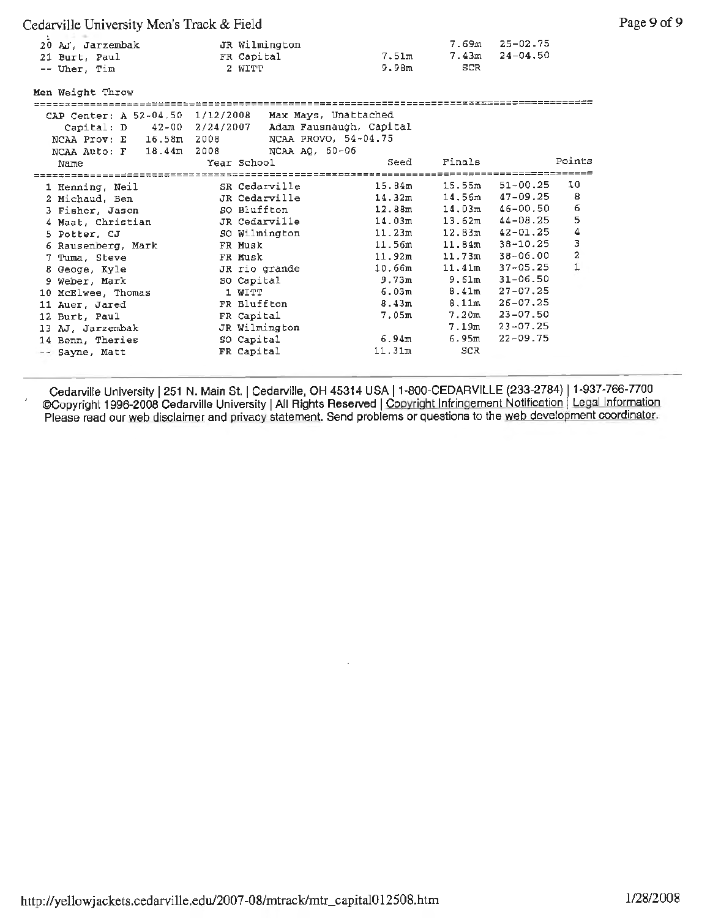| | | | | | |
|---|---|---|---|---|---|
| 20 AJ, Jarzembak | JR Wilmington | | 7.69m | 25-02.75 | |
| 21 Burt, Paul | FR Capital | 7.51m | 7.43m | 24-04.50 | |
| -- Uher, Tim | 2 WITT | 9.98m | SCR | | |

## Men Weight Throw

CAP Center: A 52-04.50 1/12/2008 Max Mays, Unattached
Capital: D 42-00 2/24/2007 Adam Fausnaugh, Capital
NCAA Prov: E 16.58m 2008 NCAA PROVO, 54-04.75
NCAA Auto: F 18.44m 2008 NCAA AQ, 60-06

| Name | Year School | Seed | Finals | | Points |
|---|---|---|---|---|---|
| 1 Henning, Neil | SR Cedarville | 15.84m | 15.55m | 51-00.25 | 10 |
| 2 Michaud, Ben | JR Cedarville | 14.32m | 14.56m | 47-09.25 | 8 |
| 3 Fisher, Jason | SO Bluffton | 12.88m | 14.03m | 46-00.50 | 6 |
| 4 Maat, Christian | JR Cedarville | 14.03m | 13.62m | 44-08.25 | 5 |
| 5 Potter, CJ | SO Wilmington | 11.23m | 12.83m | 42-01.25 | 4 |
| 6 Rausenberg, Mark | FR Musk | 11.56m | 11.84m | 38-10.25 | 3 |
| 7 Tuma, Steve | FR Musk | 11.92m | 11.73m | 38-06.00 | 2 |
| 8 Geoge, Kyle | JR rio grande | 10.66m | 11.41m | 37-05.25 | 1 |
| 9 Weber, Mark | SO Capital | 9.73m | 9.61m | 31-06.50 | |
| 10 McElwee, Thomas | 1 WITT | 6.03m | 8.41m | 27-07.25 | |
| 11 Auer, Jared | FR Bluffton | 8.43m | 8.11m | 26-07.25 | |
| 12 Burt, Paul | FR Capital | 7.05m | 7.20m | 23-07.50 | |
| 13 AJ, Jarzembak | JR Wilmington | | 7.19m | 23-07.25 | |
| 14 Benn, Theries | SO Capital | 6.94m | 6.95m | 22-09.75 | |
| -- Sayne, Matt | FR Capital | 11.31m | SCR | | |

Cedarville University | 251 N. Main St. | Cedarville, OH 45314 USA | 1-800-CEDARVILLE (233-2784) | 1-937-766-7700
©Copyright 1996-2008 Cedarville University | All Rights Reserved | Copyright Infringement Notification | Legal Information
Please read our web disclaimer and privacy statement. Send problems or questions to the web development coordinator.